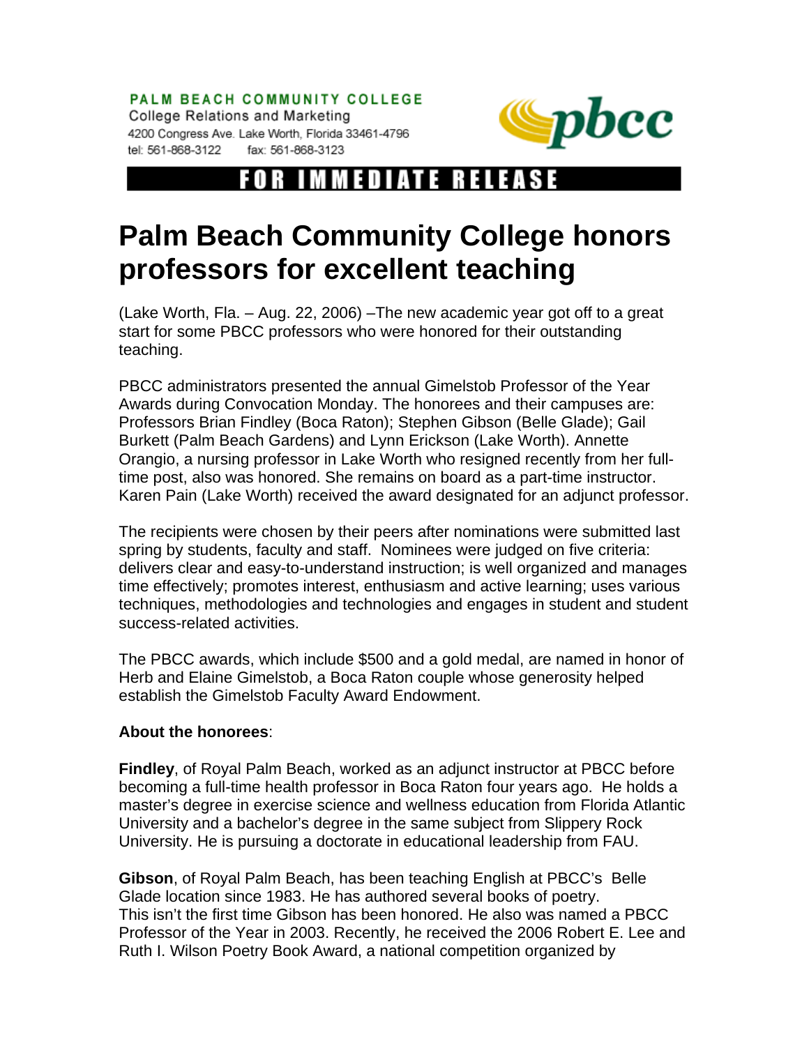**PALM BEACH COMMUNITY COLLEGE**
College Relations and Marketing
4200 Congress Ave. Lake Worth, Florida 33461-4796
tel: 561-868-3122 fax: 561-868-3123

pbcc

**FOR IMMEDIATE RELEASE**

# Palm Beach Community College honors professors for excellent teaching

(Lake Worth, Fla. – Aug. 22, 2006) –The new academic year got off to a great start for some PBCC professors who were honored for their outstanding teaching.

PBCC administrators presented the annual Gimelstob Professor of the Year Awards during Convocation Monday. The honorees and their campuses are: Professors Brian Findley (Boca Raton); Stephen Gibson (Belle Glade); Gail Burkett (Palm Beach Gardens) and Lynn Erickson (Lake Worth). Annette Orangio, a nursing professor in Lake Worth who resigned recently from her full-time post, also was honored. She remains on board as a part-time instructor. Karen Pain (Lake Worth) received the award designated for an adjunct professor.

The recipients were chosen by their peers after nominations were submitted last spring by students, faculty and staff. Nominees were judged on five criteria: delivers clear and easy-to-understand instruction; is well organized and manages time effectively; promotes interest, enthusiasm and active learning; uses various techniques, methodologies and technologies and engages in student and student success-related activities.

The PBCC awards, which include $500 and a gold medal, are named in honor of Herb and Elaine Gimelstob, a Boca Raton couple whose generosity helped establish the Gimelstob Faculty Award Endowment.

**About the honorees**:

**Findley**, of Royal Palm Beach, worked as an adjunct instructor at PBCC before becoming a full-time health professor in Boca Raton four years ago. He holds a master's degree in exercise science and wellness education from Florida Atlantic University and a bachelor's degree in the same subject from Slippery Rock University. He is pursuing a doctorate in educational leadership from FAU.

**Gibson**, of Royal Palm Beach, has been teaching English at PBCC's Belle Glade location since 1983. He has authored several books of poetry. This isn't the first time Gibson has been honored. He also was named a PBCC Professor of the Year in 2003. Recently, he received the 2006 Robert E. Lee and Ruth I. Wilson Poetry Book Award, a national competition organized by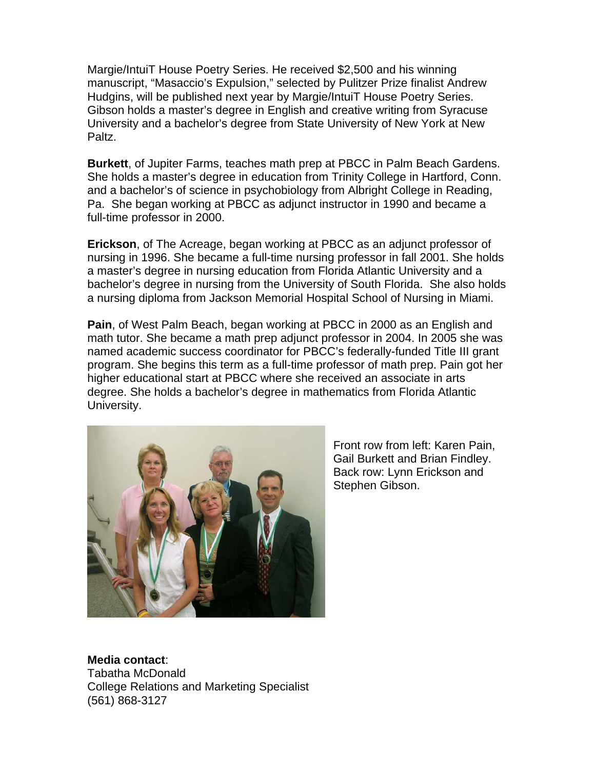Margie/IntuiT House Poetry Series. He received $2,500 and his winning manuscript, "Masaccio's Expulsion," selected by Pulitzer Prize finalist Andrew Hudgins, will be published next year by Margie/IntuiT House Poetry Series. Gibson holds a master's degree in English and creative writing from Syracuse University and a bachelor's degree from State University of New York at New Paltz.

**Burkett**, of Jupiter Farms, teaches math prep at PBCC in Palm Beach Gardens. She holds a master's degree in education from Trinity College in Hartford, Conn. and a bachelor's of science in psychobiology from Albright College in Reading, Pa. She began working at PBCC as adjunct instructor in 1990 and became a full-time professor in 2000.

**Erickson**, of The Acreage, began working at PBCC as an adjunct professor of nursing in 1996. She became a full-time nursing professor in fall 2001. She holds a master's degree in nursing education from Florida Atlantic University and a bachelor's degree in nursing from the University of South Florida. She also holds a nursing diploma from Jackson Memorial Hospital School of Nursing in Miami.

**Pain**, of West Palm Beach, began working at PBCC in 2000 as an English and math tutor. She became a math prep adjunct professor in 2004. In 2005 she was named academic success coordinator for PBCC's federally-funded Title III grant program. She begins this term as a full-time professor of math prep. Pain got her higher educational start at PBCC where she received an associate in arts degree. She holds a bachelor's degree in mathematics from Florida Atlantic University.

Front row from left: Karen Pain, Gail Burkett and Brian Findley. Back row: Lynn Erickson and Stephen Gibson.

**Media contact**:
Tabatha McDonald
College Relations and Marketing Specialist
(561) 868-3127